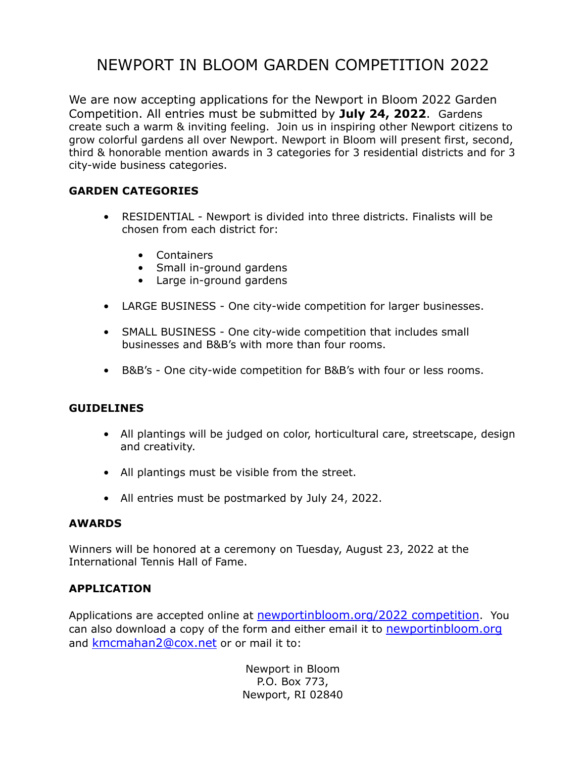# NEWPORT IN BLOOM GARDEN COMPETITION 2022

We are now accepting applications for the Newport in Bloom 2022 Garden Competition. All entries must be submitted by **July 24, 2022**. Gardens create such a warm & inviting feeling. Join us in inspiring other Newport citizens to grow colorful gardens all over Newport. Newport in Bloom will present first, second, third & honorable mention awards in 3 categories for 3 residential districts and for 3 city-wide business categories.

### GARDEN CATEGORIES

- RESIDENTIAL - Newport is divided into three districts. Finalists will be chosen from each district for:
  - Containers
  - Small in-ground gardens
  - Large in-ground gardens
- LARGE BUSINESS - One city-wide competition for larger businesses.
- SMALL BUSINESS - One city-wide competition that includes small businesses and B&B's with more than four rooms.
- B&B's - One city-wide competition for B&B's with four or less rooms.

### GUIDELINES

- All plantings will be judged on color, horticultural care, streetscape, design and creativity.
- All plantings must be visible from the street.
- All entries must be postmarked by July 24, 2022.

### AWARDS

Winners will be honored at a ceremony on Tuesday, August 23, 2022 at the International Tennis Hall of Fame.

### APPLICATION

Applications are accepted online at [newportinbloom.org/2022 competition](newportinbloom.org/2022 competition). You can also download a copy of the form and either email it to [newportinbloom.org](newportinbloom.org) and [kmcmahan2@cox.net](mailto:kmcmahan2@cox.net) or or mail it to:

Newport in Bloom
P.O. Box 773,
Newport, RI 02840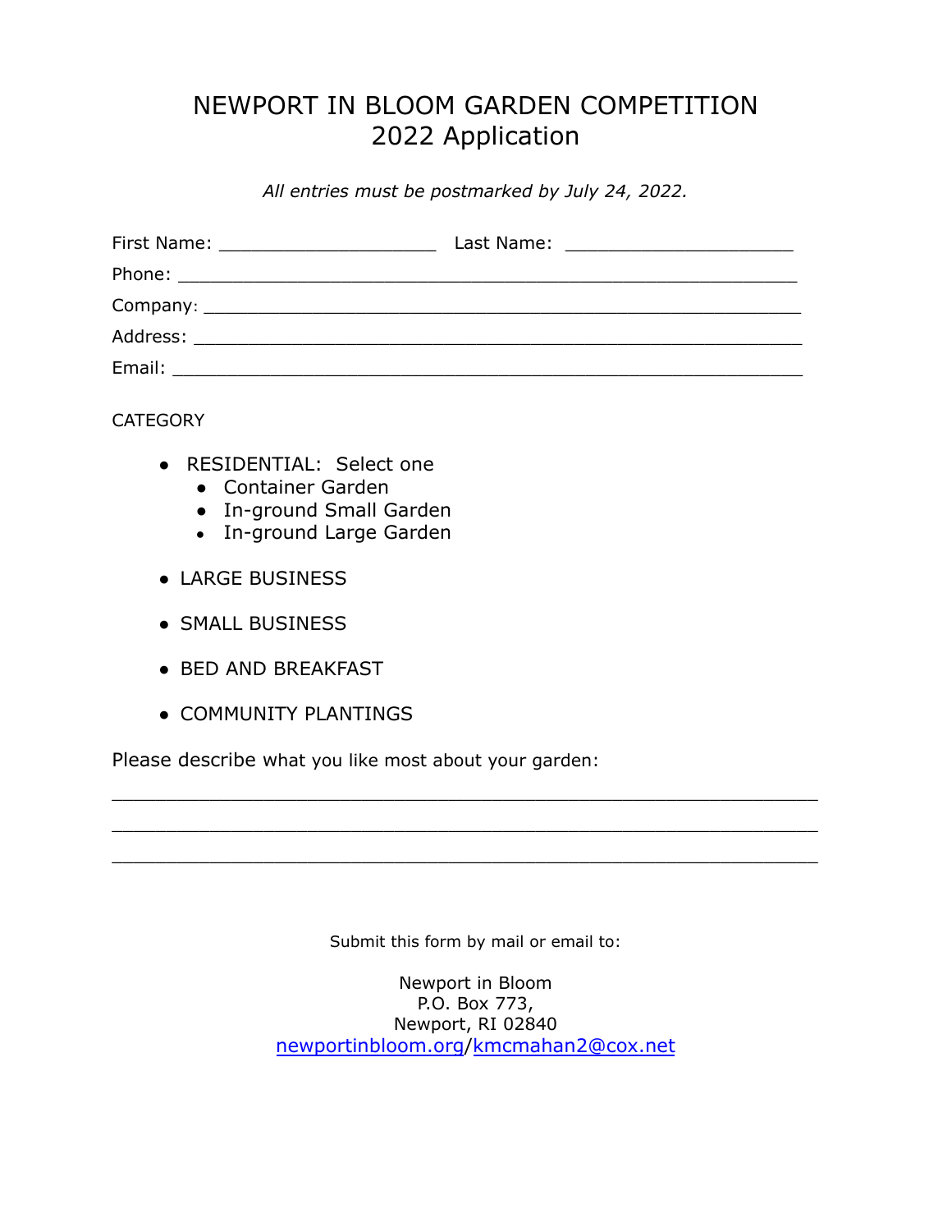# NEWPORT IN BLOOM GARDEN COMPETITION
# 2022 Application

*All entries must be postmarked by July 24, 2022.*

First Name: ____________________ Last Name: _____________________

Phone: ___________________________________________________________

Company: _________________________________________________________

Address: _________________________________________________________

Email: ___________________________________________________________

CATEGORY

- RESIDENTIAL: Select one
  - Container Garden
  - In-ground Small Garden
  - In-ground Large Garden
- LARGE BUSINESS
- SMALL BUSINESS
- BED AND BREAKFAST
- COMMUNITY PLANTINGS

Please describe what you like most about your garden:

__________________________________________________________________

__________________________________________________________________

__________________________________________________________________

Submit this form by mail or email to:

Newport in Bloom
P.O. Box 773,
Newport, RI 02840
newportinbloom.org/kmcmahan2@cox.net